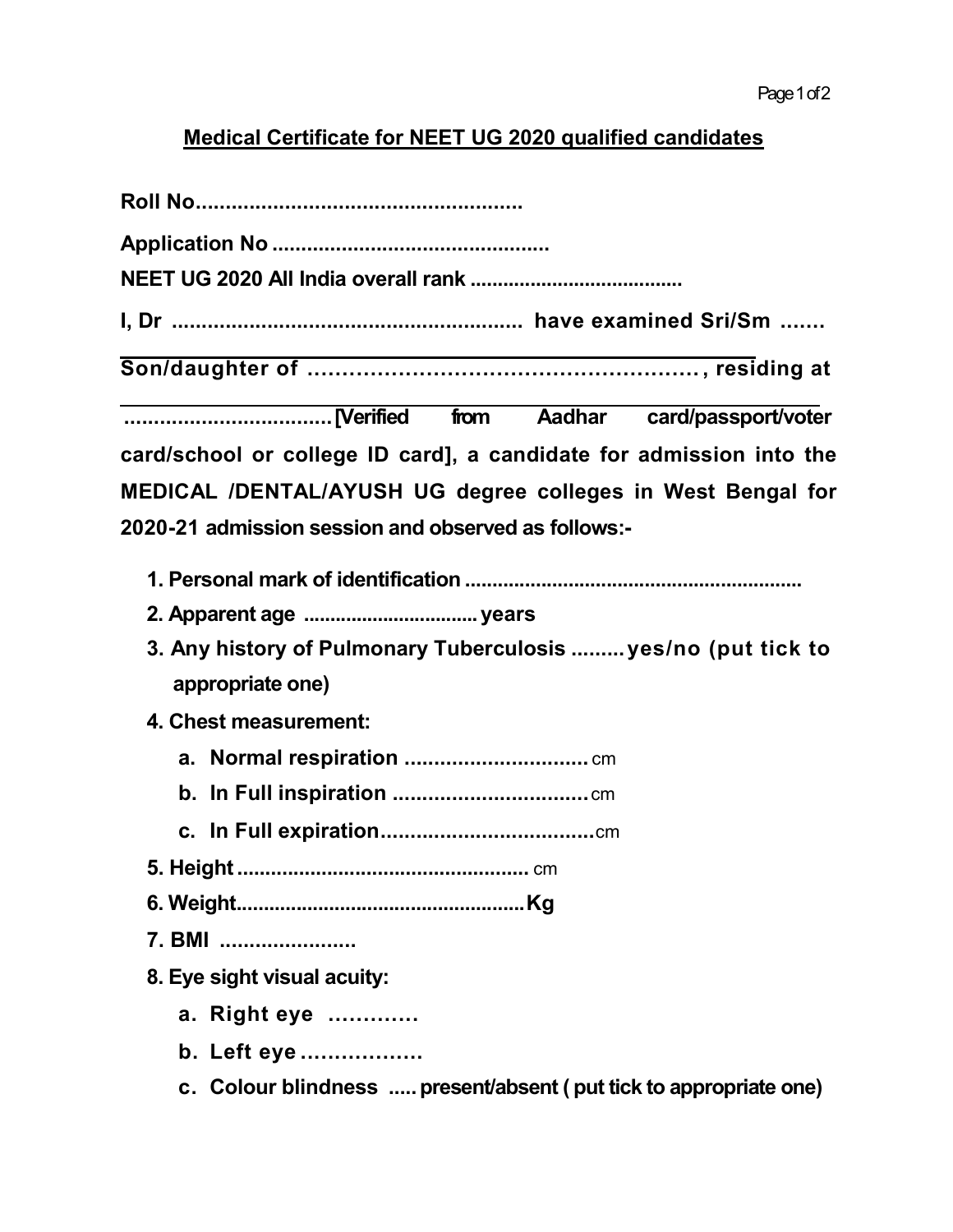**Medical Certificate for NEET UG 2020 qualified candidates**

**Roll No......................................................**

**Application No ................................................**

**NEET UG 2020 All India overall rank ......................................**

**I, Dr ........................................................... have examined Sri/Sm .......**

**Son/daughter of ......................................................., residing at**

**...................................[Verified from Aadhar card/passport/voter card/school or college ID card], a candidate for admission into the MEDICAL /DENTAL/AYUSH UG degree colleges in West Bengal for 2020-21 admission session and observed as follows:-**

1. **Personal mark of identification ..............................................................**
2. **Apparent age ................................. years**
3. **Any history of Pulmonary Tuberculosis ......... yes/no (put tick to appropriate one)**
4. **Chest measurement:**
   a. **Normal respiration ...............................** cm
   b. **In Full inspiration .................................** cm
   c. **In Full expiration....................................** cm
5. **Height ....................................................** cm
6. **Weight.....................................................Kg**
7. **BMI .......................**
8. **Eye sight visual acuity:**
   a. **Right eye .............**
   b. **Left eye ..................**
   c. **Colour blindness ..... present/absent ( put tick to appropriate one)**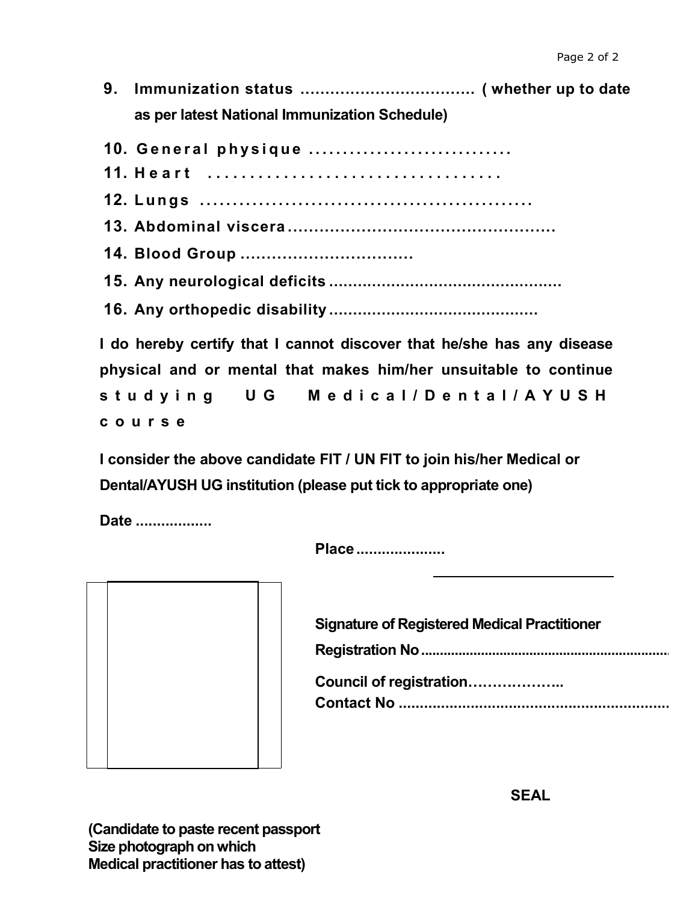9. **Immunization status ................................... ( whether up to date as per latest National Immunization Schedule)**
10. **General physique ...............................**
11. **Heart .......................................**
12. **Lungs ..................................................**
13. **Abdominal viscera..................................................**
14. **Blood Group .................................**
15. **Any neurological deficits ................................................**
16. **Any orthopedic disability ............................................**

**I do hereby certify that I cannot discover that he/she has any disease physical and or mental that makes him/her unsuitable to continue studying UG Medical/Dental/AYUSH course**

**I consider the above candidate FIT / UN FIT to join his/her Medical or Dental/AYUSH UG institution (please put tick to appropriate one)**

**Date ..................**

**Place .....................**

**Signature of Registered Medical Practitioner**

**Registration No ..................................................................**

**Council of registration………………..**

**Contact No ..................................................................**

**SEAL**

**(Candidate to paste recent passport Size photograph on which Medical practitioner has to attest)**